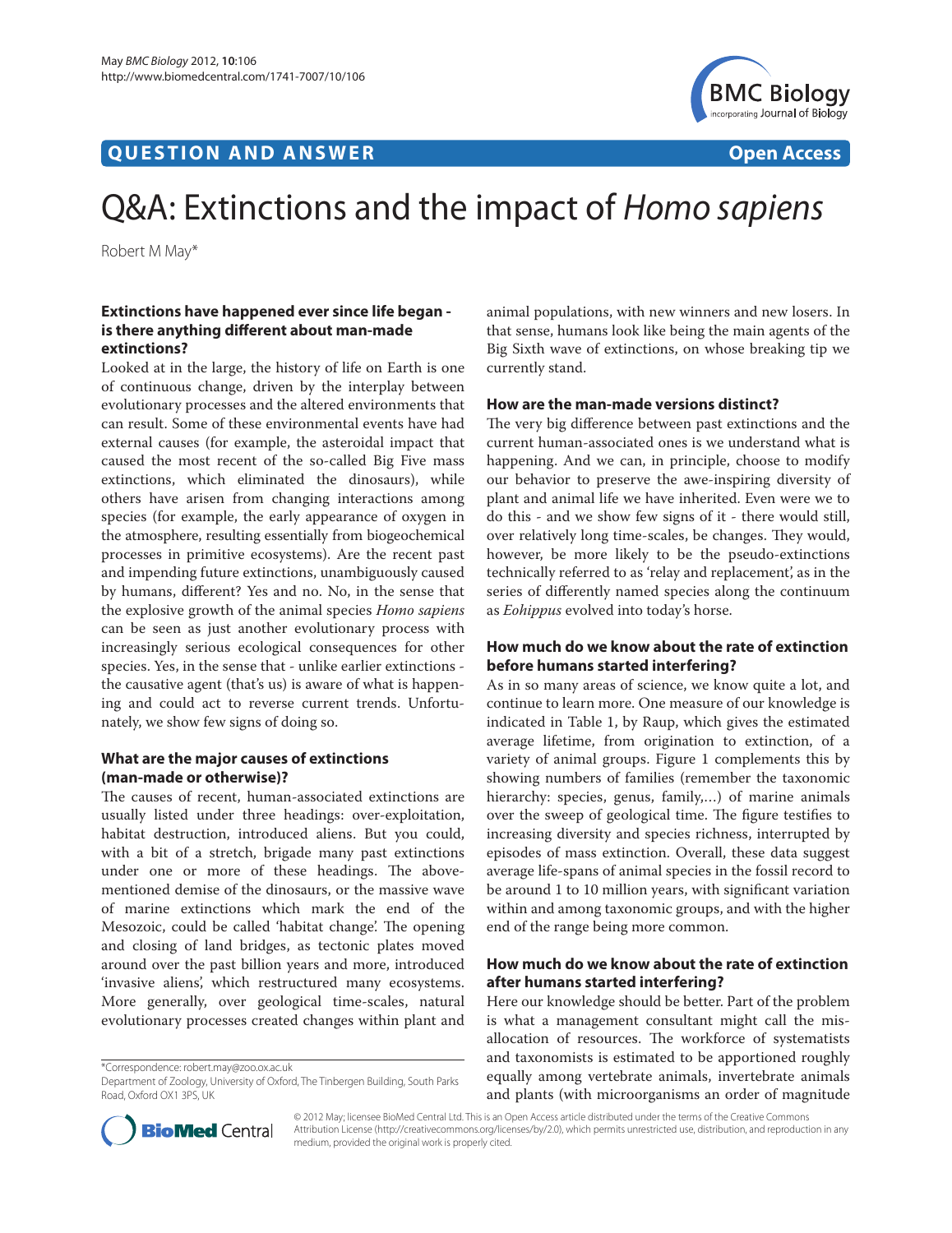QUESTION AND ANSWER

Open Access

# Q&A: Extinctions and the impact of *Homo sapiens*

Robert M May*

### Extinctions have happened ever since life began - is there anything different about man-made extinctions?

Looked at in the large, the history of life on Earth is one of continuous change, driven by the interplay between evolutionary processes and the altered environments that can result. Some of these environmental events have had external causes (for example, the asteroidal impact that caused the most recent of the so-called Big Five mass extinctions, which eliminated the dinosaurs), while others have arisen from changing interactions among species (for example, the early appearance of oxygen in the atmosphere, resulting essentially from biogeochemical processes in primitive ecosystems). Are the recent past and impending future extinctions, unambiguously caused by humans, different? Yes and no. No, in the sense that the explosive growth of the animal species *Homo sapiens* can be seen as just another evolutionary process with increasingly serious ecological consequences for other species. Yes, in the sense that - unlike earlier extinctions - the causative agent (that's us) is aware of what is happening and could act to reverse current trends. Unfortunately, we show few signs of doing so.

### What are the major causes of extinctions (man-made or otherwise)?

The causes of recent, human-associated extinctions are usually listed under three headings: over-exploitation, habitat destruction, introduced aliens. But you could, with a bit of a stretch, brigade many past extinctions under one or more of these headings. The above-mentioned demise of the dinosaurs, or the massive wave of marine extinctions which mark the end of the Mesozoic, could be called 'habitat change'. The opening and closing of land bridges, as tectonic plates moved around over the past billion years and more, introduced 'invasive aliens', which restructured many ecosystems. More generally, over geological time-scales, natural evolutionary processes created changes within plant and animal populations, with new winners and new losers. In that sense, humans look like being the main agents of the Big Sixth wave of extinctions, on whose breaking tip we currently stand.

### How are the man-made versions distinct?

The very big difference between past extinctions and the current human-associated ones is we understand what is happening. And we can, in principle, choose to modify our behavior to preserve the awe-inspiring diversity of plant and animal life we have inherited. Even were we to do this - and we show few signs of it - there would still, over relatively long time-scales, be changes. They would, however, be more likely to be the pseudo-extinctions technically referred to as 'relay and replacement', as in the series of differently named species along the continuum as *Eohippus* evolved into today's horse.

### How much do we know about the rate of extinction before humans started interfering?

As in so many areas of science, we know quite a lot, and continue to learn more. One measure of our knowledge is indicated in Table 1, by Raup, which gives the estimated average lifetime, from origination to extinction, of a variety of animal groups. Figure 1 complements this by showing numbers of families (remember the taxonomic hierarchy: species, genus, family,...) of marine animals over the sweep of geological time. The figure testifies to increasing diversity and species richness, interrupted by episodes of mass extinction. Overall, these data suggest average life-spans of animal species in the fossil record to be around 1 to 10 million years, with significant variation within and among taxonomic groups, and with the higher end of the range being more common.

### How much do we know about the rate of extinction after humans started interfering?

Here our knowledge should be better. Part of the problem is what a management consultant might call the misallocation of resources. The workforce of systematists and taxonomists is estimated to be apportioned roughly equally among vertebrate animals, invertebrate animals and plants (with microorganisms an order of magnitude

*Correspondence: robert.may@zoo.ox.ac.uk
Department of Zoology, University of Oxford, The Tinbergen Building, South Parks Road, Oxford OX1 3PS, UK

© 2012 May; licensee BioMed Central Ltd. This is an Open Access article distributed under the terms of the Creative Commons Attribution License (http://creativecommons.org/licenses/by/2.0), which permits unrestricted use, distribution, and reproduction in any medium, provided the original work is properly cited.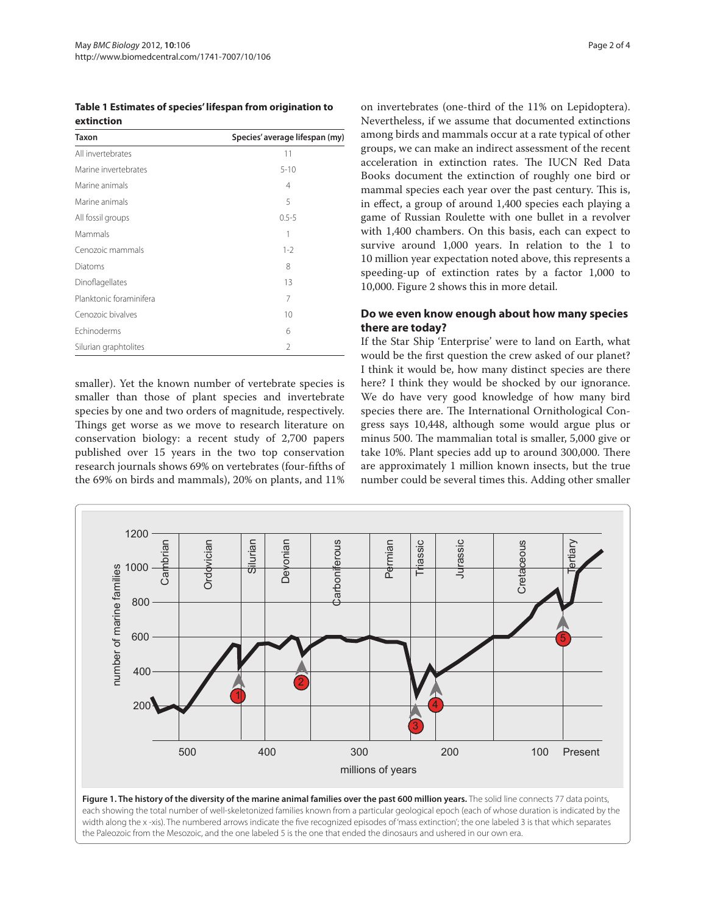**Table 1 Estimates of species' lifespan from origination to extinction**

| Taxon | Species' average lifespan (my) |
|---|---|
| All invertebrates | 11 |
| Marine invertebrates | 5-10 |
| Marine animals | 4 |
| Marine animals | 5 |
| All fossil groups | 0.5-5 |
| Mammals | 1 |
| Cenozoic mammals | 1-2 |
| Diatoms | 8 |
| Dinoflagellates | 13 |
| Planktonic foraminifera | 7 |
| Cenozoic bivalves | 10 |
| Echinoderms | 6 |
| Silurian graphtolites | 2 |

smaller). Yet the known number of vertebrate species is smaller than those of plant species and invertebrate species by one and two orders of magnitude, respectively. Things get worse as we move to research literature on conservation biology: a recent study of 2,700 papers published over 15 years in the two top conservation research journals shows 69% on vertebrates (four-fifths of the 69% on birds and mammals), 20% on plants, and 11% on invertebrates (one-third of the 11% on Lepidoptera). Nevertheless, if we assume that documented extinctions among birds and mammals occur at a rate typical of other groups, we can make an indirect assessment of the recent acceleration in extinction rates. The IUCN Red Data Books document the extinction of roughly one bird or mammal species each year over the past century. This is, in effect, a group of around 1,400 species each playing a game of Russian Roulette with one bullet in a revolver with 1,400 chambers. On this basis, each can expect to survive around 1,000 years. In relation to the 1 to 10 million year expectation noted above, this represents a speeding-up of extinction rates by a factor 1,000 to 10,000. Figure 2 shows this in more detail.

## Do we even know enough about how many species there are today?

If the Star Ship 'Enterprise' were to land on Earth, what would be the first question the crew asked of our planet? I think it would be, how many distinct species are there here? I think they would be shocked by our ignorance. We do have very good knowledge of how many bird species there are. The International Ornithological Congress says 10,448, although some would argue plus or minus 500. The mammalian total is smaller, 5,000 give or take 10%. Plant species add up to around 300,000. There are approximately 1 million known insects, but the true number could be several times this. Adding other smaller

**Figure 1. The history of the diversity of the marine animal families over the past 600 million years.** The solid line connects 77 data points, each showing the total number of well-skeletonized families known from a particular geological epoch (each of whose duration is indicated by the width along the x -xis). The numbered arrows indicate the five recognized episodes of 'mass extinction'; the one labeled 3 is that which separates the Paleozoic from the Mesozoic, and the one labeled 5 is the one that ended the dinosaurs and ushered in our own era.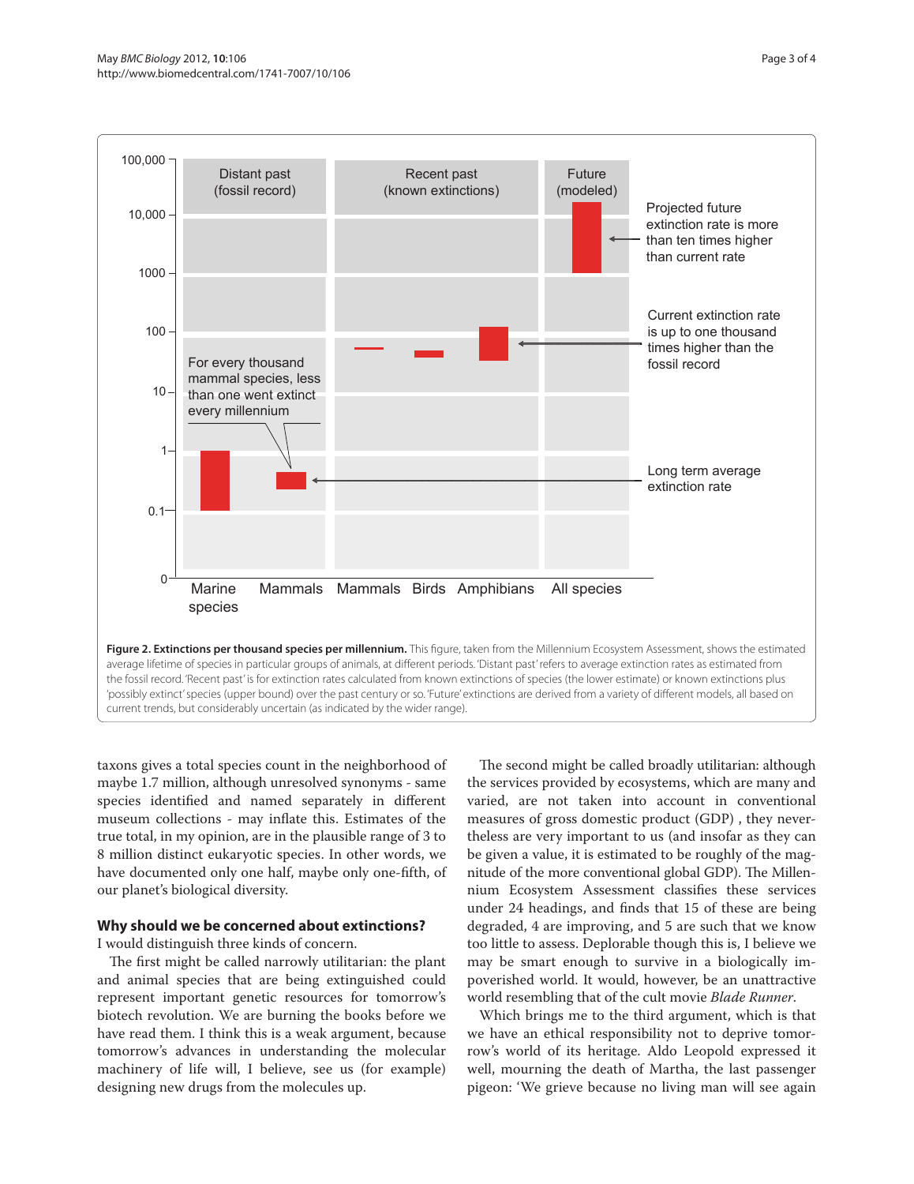100,000

10,000

1000

100

10

1

0.1

0

Distant past
(fossil record)

Recent past
(known extinctions)

Future
(modeled)

Projected future extinction rate is more than ten times higher than current rate

Current extinction rate is up to one thousand times higher than the fossil record

For every thousand mammal species, less than one went extinct every millennium

Long term average extinction rate

Marine species

Mammals

Mammals

Birds

Amphibians

All species

**Figure 2. Extinctions per thousand species per millennium.** This figure, taken from the Millennium Ecosystem Assessment, shows the estimated average lifetime of species in particular groups of animals, at different periods. 'Distant past' refers to average extinction rates as estimated from the fossil record. 'Recent past' is for extinction rates calculated from known extinctions of species (the lower estimate) or known extinctions plus 'possibly extinct' species (upper bound) over the past century or so. 'Future' extinctions are derived from a variety of different models, all based on current trends, but considerably uncertain (as indicated by the wider range).

taxons gives a total species count in the neighborhood of maybe 1.7 million, although unresolved synonyms - same species identified and named separately in different museum collections - may inflate this. Estimates of the true total, in my opinion, are in the plausible range of 3 to 8 million distinct eukaryotic species. In other words, we have documented only one half, maybe only one-fifth, of our planet's biological diversity.

## Why should we be concerned about extinctions?

I would distinguish three kinds of concern.

The first might be called narrowly utilitarian: the plant and animal species that are being extinguished could represent important genetic resources for tomorrow's biotech revolution. We are burning the books before we have read them. I think this is a weak argument, because tomorrow's advances in understanding the molecular machinery of life will, I believe, see us (for example) designing new drugs from the molecules up.

The second might be called broadly utilitarian: although the services provided by ecosystems, which are many and varied, are not taken into account in conventional measures of gross domestic product (GDP) , they nevertheless are very important to us (and insofar as they can be given a value, it is estimated to be roughly of the magnitude of the more conventional global GDP). The Millennium Ecosystem Assessment classifies these services under 24 headings, and finds that 15 of these are being degraded, 4 are improving, and 5 are such that we know too little to assess. Deplorable though this is, I believe we may be smart enough to survive in a biologically impoverished world. It would, however, be an unattractive world resembling that of the cult movie *Blade Runner*.

Which brings me to the third argument, which is that we have an ethical responsibility not to deprive tomorrow's world of its heritage. Aldo Leopold expressed it well, mourning the death of Martha, the last passenger pigeon: 'We grieve because no living man will see again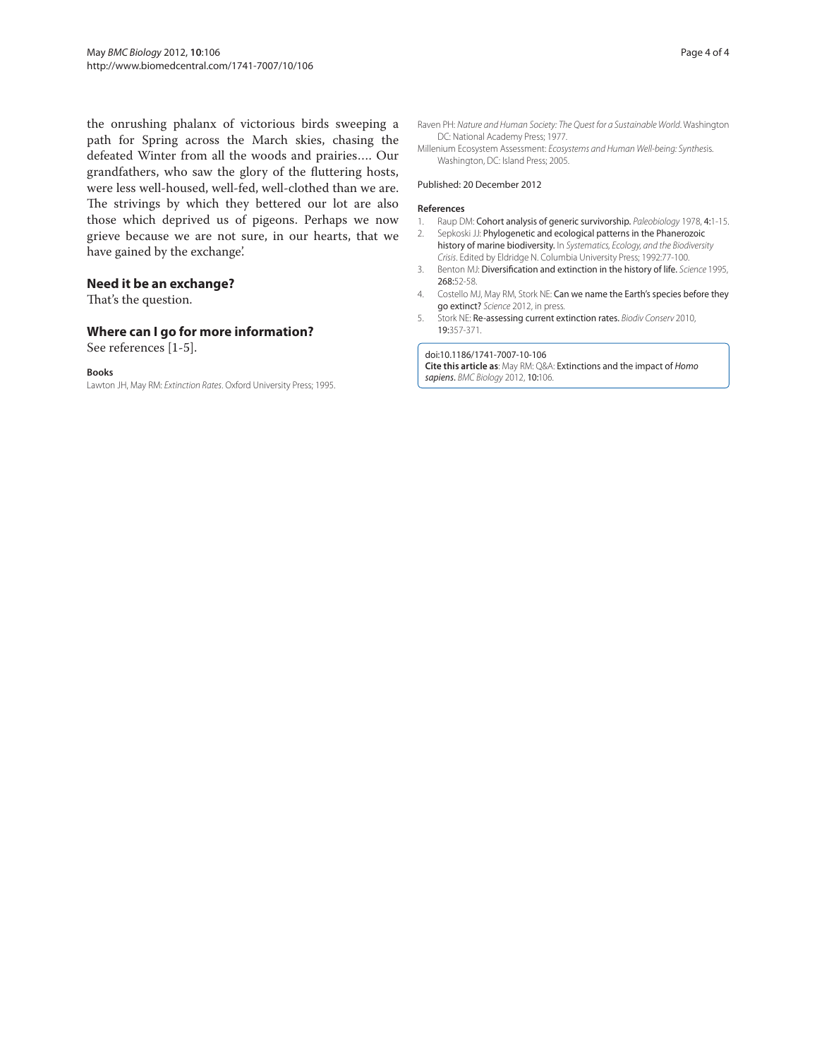the onrushing phalanx of victorious birds sweeping a path for Spring across the March skies, chasing the defeated Winter from all the woods and prairies.... Our grandfathers, who saw the glory of the fluttering hosts, were less well-housed, well-fed, well-clothed than we are. The strivings by which they bettered our lot are also those which deprived us of pigeons. Perhaps we now grieve because we are not sure, in our hearts, that we have gained by the exchange'.

## Need it be an exchange?

That's the question.

## Where can I go for more information?

See references [1-5].

#### Books

Lawton JH, May RM: *Extinction Rates*. Oxford University Press; 1995.

Raven PH: *Nature and Human Society: The Quest for a Sustainable World*. Washington DC: National Academy Press; 1977.

Millenium Ecosystem Assessment: *Ecosystems and Human Well-being: Synthesis*. Washington, DC: Island Press; 2005.

Published: 20 December 2012

#### References

1. Raup DM: **Cohort analysis of generic survivorship.** *Paleobiology* 1978, **4**:1-15.
2. Sepkoski JJ: **Phylogenetic and ecological patterns in the Phanerozoic history of marine biodiversity.** In *Systematics, Ecology, and the Biodiversity Crisis*. Edited by Eldridge N. Columbia University Press; 1992:77-100.
3. Benton MJ: **Diversification and extinction in the history of life.** *Science* 1995, **268**:52-58.
4. Costello MJ, May RM, Stork NE: **Can we name the Earth's species before they go extinct?** *Science* 2012, in press.
5. Stork NE: **Re-assessing current extinction rates.** *Biodiv Conserv* 2010, **19**:357-371.

doi:10.1186/1741-7007-10-106
**Cite this article as**: May RM: Q&A: Extinctions and the impact of *Homo sapiens*. *BMC Biology* 2012, **10**:106.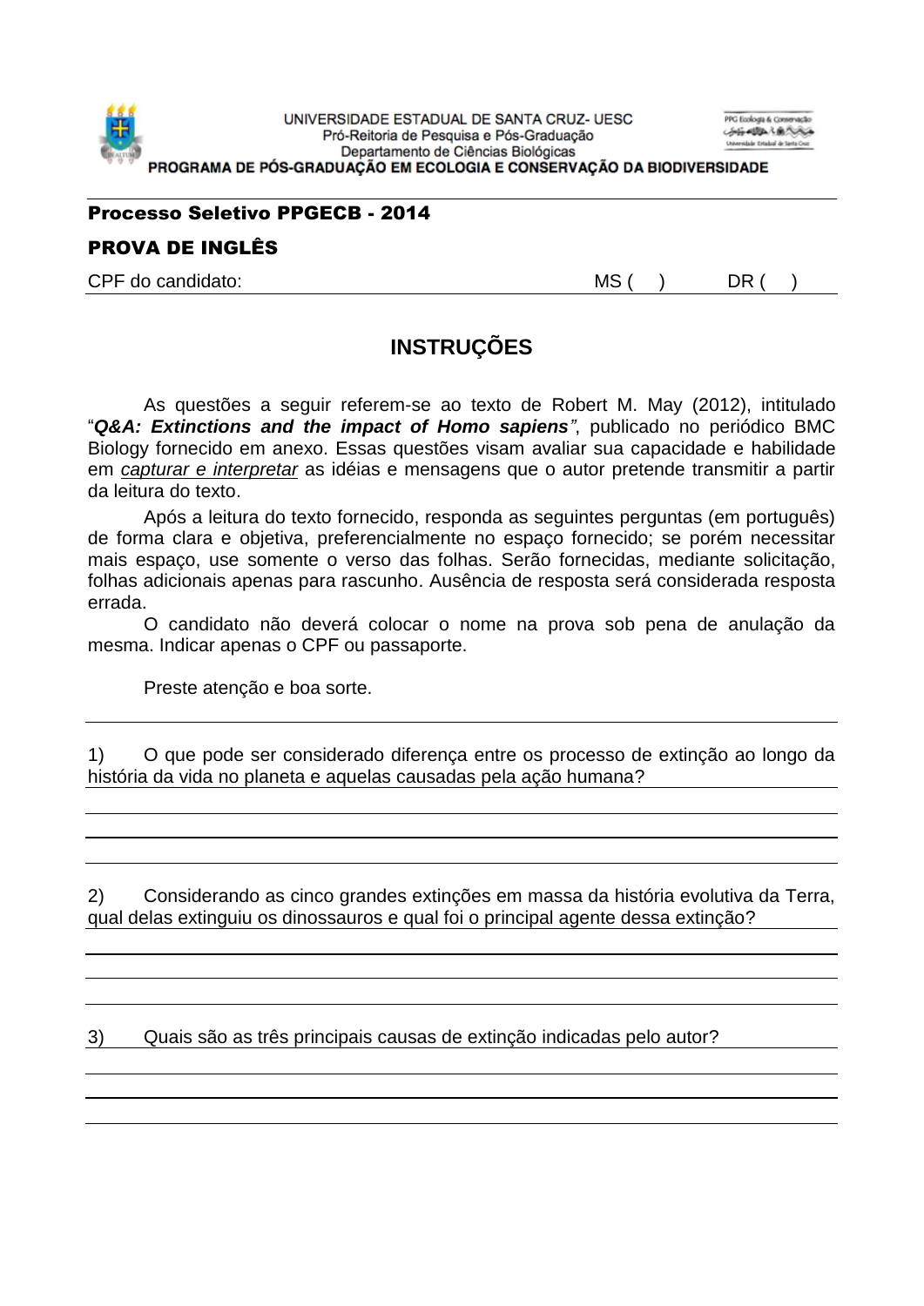UNIVERSIDADE ESTADUAL DE SANTA CRUZ- UESC
Pró-Reitoria de Pesquisa e Pós-Graduação
Departamento de Ciências Biológicas
**PROGRAMA DE PÓS-GRADUAÇÃO EM ECOLOGIA E CONSERVAÇÃO DA BIODIVERSIDADE**

**Processo Seletivo PPGECB - 2014**

**PROVA DE INGLÊS**

CPF do candidato: MS ( ) DR ( )

## INSTRUÇÕES

As questões a seguir referem-se ao texto de Robert M. May (2012), intitulado "***Q&A: Extinctions and the impact of Homo sapiens***", publicado no periódico BMC Biology fornecido em anexo. Essas questões visam avaliar sua capacidade e habilidade em *capturar e interpretar* as idéias e mensagens que o autor pretende transmitir a partir da leitura do texto.

Após a leitura do texto fornecido, responda as seguintes perguntas (em português) de forma clara e objetiva, preferencialmente no espaço fornecido; se porém necessitar mais espaço, use somente o verso das folhas. Serão fornecidas, mediante solicitação, folhas adicionais apenas para rascunho. Ausência de resposta será considerada resposta errada.

O candidato não deverá colocar o nome na prova sob pena de anulação da mesma. Indicar apenas o CPF ou passaporte.

Preste atenção e boa sorte.

---

1) O que pode ser considerado diferença entre os processo de extinção ao longo da história da vida no planeta e aquelas causadas pela ação humana?

2) Considerando as cinco grandes extinções em massa da história evolutiva da Terra, qual delas extinguiu os dinossauros e qual foi o principal agente dessa extinção?

3) Quais são as três principais causas de extinção indicadas pelo autor?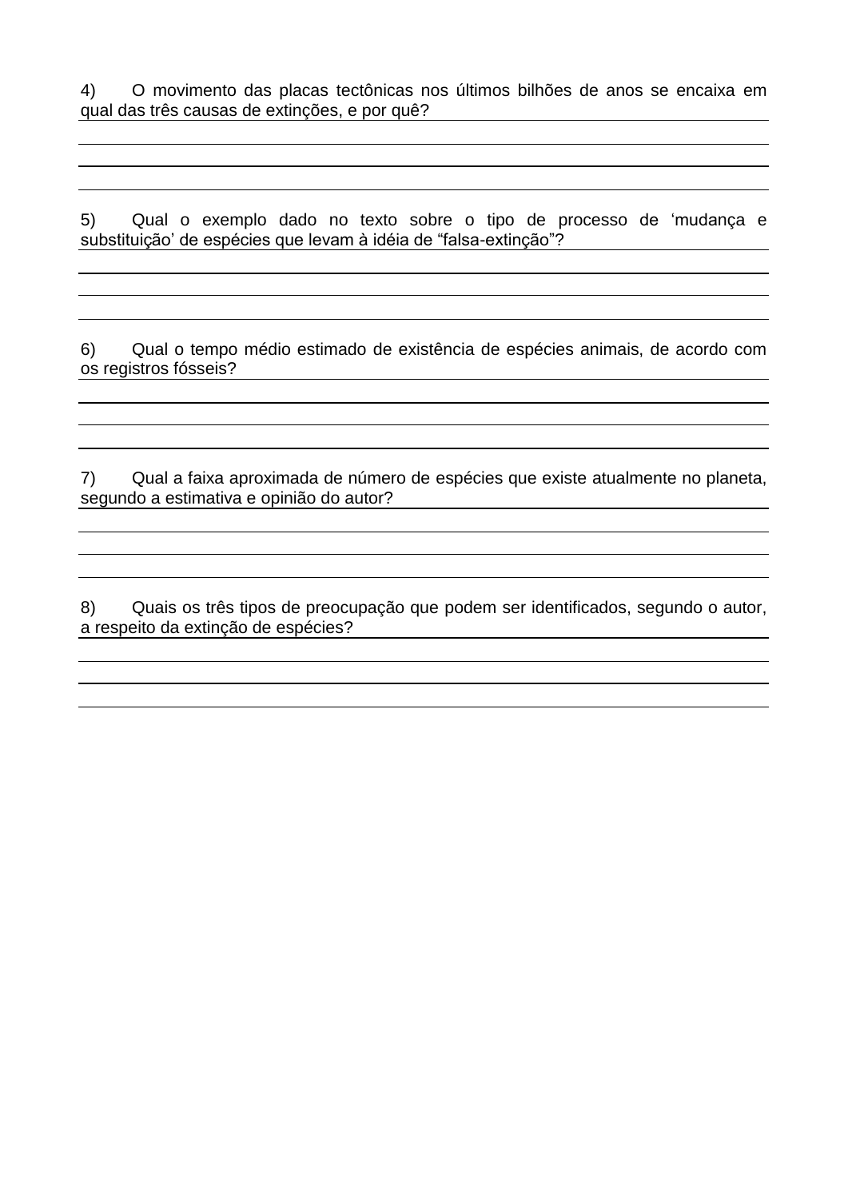4) O movimento das placas tectônicas nos últimos bilhões de anos se encaixa em qual das três causas de extinções, e por quê?

5) Qual o exemplo dado no texto sobre o tipo de processo de ‘mudança e substituição’ de espécies que levam à idéia de “falsa-extinção”?

6) Qual o tempo médio estimado de existência de espécies animais, de acordo com os registros fósseis?

7) Qual a faixa aproximada de número de espécies que existe atualmente no planeta, segundo a estimativa e opinião do autor?

8) Quais os três tipos de preocupação que podem ser identificados, segundo o autor, a respeito da extinção de espécies?